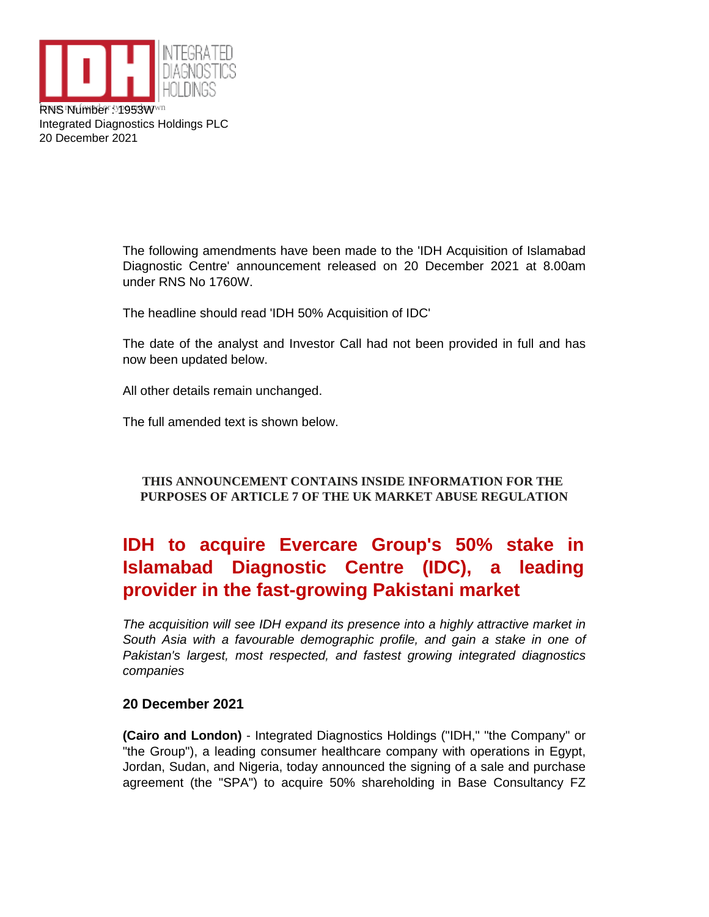RNS Number : 1953W
Integrated Diagnostics Holdings PLC
20 December 2021

The following amendments have been made to the 'IDH Acquisition of Islamabad Diagnostic Centre' announcement released on 20 December 2021 at 8.00am under RNS No 1760W.

The headline should read 'IDH 50% Acquisition of IDC'

The date of the analyst and Investor Call had not been provided in full and has now been updated below.

All other details remain unchanged.

The full amended text is shown below.

**THIS ANNOUNCEMENT CONTAINS INSIDE INFORMATION FOR THE PURPOSES OF ARTICLE 7 OF THE UK MARKET ABUSE REGULATION**

# IDH to acquire Evercare Group's 50% stake in Islamabad Diagnostic Centre (IDC), a leading provider in the fast-growing Pakistani market

*The acquisition will see IDH expand its presence into a highly attractive market in South Asia with a favourable demographic profile, and gain a stake in one of Pakistan's largest, most respected, and fastest growing integrated diagnostics companies*

**20 December 2021**

**(Cairo and London)** - Integrated Diagnostics Holdings ("IDH," "the Company" or "the Group"), a leading consumer healthcare company with operations in Egypt, Jordan, Sudan, and Nigeria, today announced the signing of a sale and purchase agreement (the "SPA") to acquire 50% shareholding in Base Consultancy FZ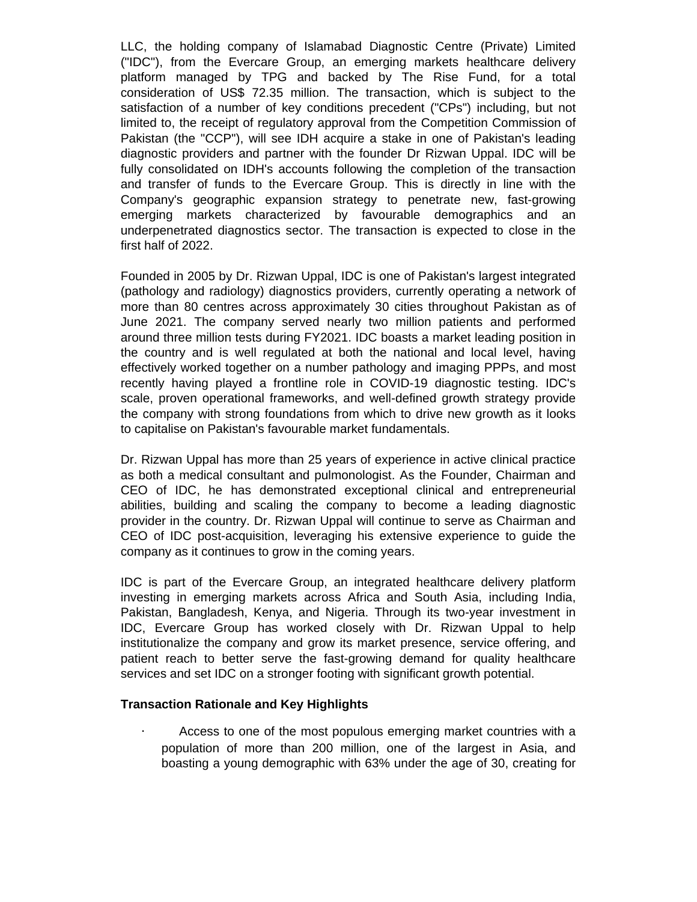LLC, the holding company of Islamabad Diagnostic Centre (Private) Limited ("IDC"), from the Evercare Group, an emerging markets healthcare delivery platform managed by TPG and backed by The Rise Fund, for a total consideration of US$ 72.35 million. The transaction, which is subject to the satisfaction of a number of key conditions precedent ("CPs") including, but not limited to, the receipt of regulatory approval from the Competition Commission of Pakistan (the "CCP"), will see IDH acquire a stake in one of Pakistan's leading diagnostic providers and partner with the founder Dr Rizwan Uppal. IDC will be fully consolidated on IDH's accounts following the completion of the transaction and transfer of funds to the Evercare Group. This is directly in line with the Company's geographic expansion strategy to penetrate new, fast-growing emerging markets characterized by favourable demographics and an underpenetrated diagnostics sector. The transaction is expected to close in the first half of 2022.

Founded in 2005 by Dr. Rizwan Uppal, IDC is one of Pakistan's largest integrated (pathology and radiology) diagnostics providers, currently operating a network of more than 80 centres across approximately 30 cities throughout Pakistan as of June 2021. The company served nearly two million patients and performed around three million tests during FY2021. IDC boasts a market leading position in the country and is well regulated at both the national and local level, having effectively worked together on a number pathology and imaging PPPs, and most recently having played a frontline role in COVID-19 diagnostic testing. IDC's scale, proven operational frameworks, and well-defined growth strategy provide the company with strong foundations from which to drive new growth as it looks to capitalise on Pakistan's favourable market fundamentals.

Dr. Rizwan Uppal has more than 25 years of experience in active clinical practice as both a medical consultant and pulmonologist. As the Founder, Chairman and CEO of IDC, he has demonstrated exceptional clinical and entrepreneurial abilities, building and scaling the company to become a leading diagnostic provider in the country. Dr. Rizwan Uppal will continue to serve as Chairman and CEO of IDC post-acquisition, leveraging his extensive experience to guide the company as it continues to grow in the coming years.

IDC is part of the Evercare Group, an integrated healthcare delivery platform investing in emerging markets across Africa and South Asia, including India, Pakistan, Bangladesh, Kenya, and Nigeria. Through its two-year investment in IDC, Evercare Group has worked closely with Dr. Rizwan Uppal to help institutionalize the company and grow its market presence, service offering, and patient reach to better serve the fast-growing demand for quality healthcare services and set IDC on a stronger footing with significant growth potential.

**Transaction Rationale and Key Highlights**

- Access to one of the most populous emerging market countries with a population of more than 200 million, one of the largest in Asia, and boasting a young demographic with 63% under the age of 30, creating for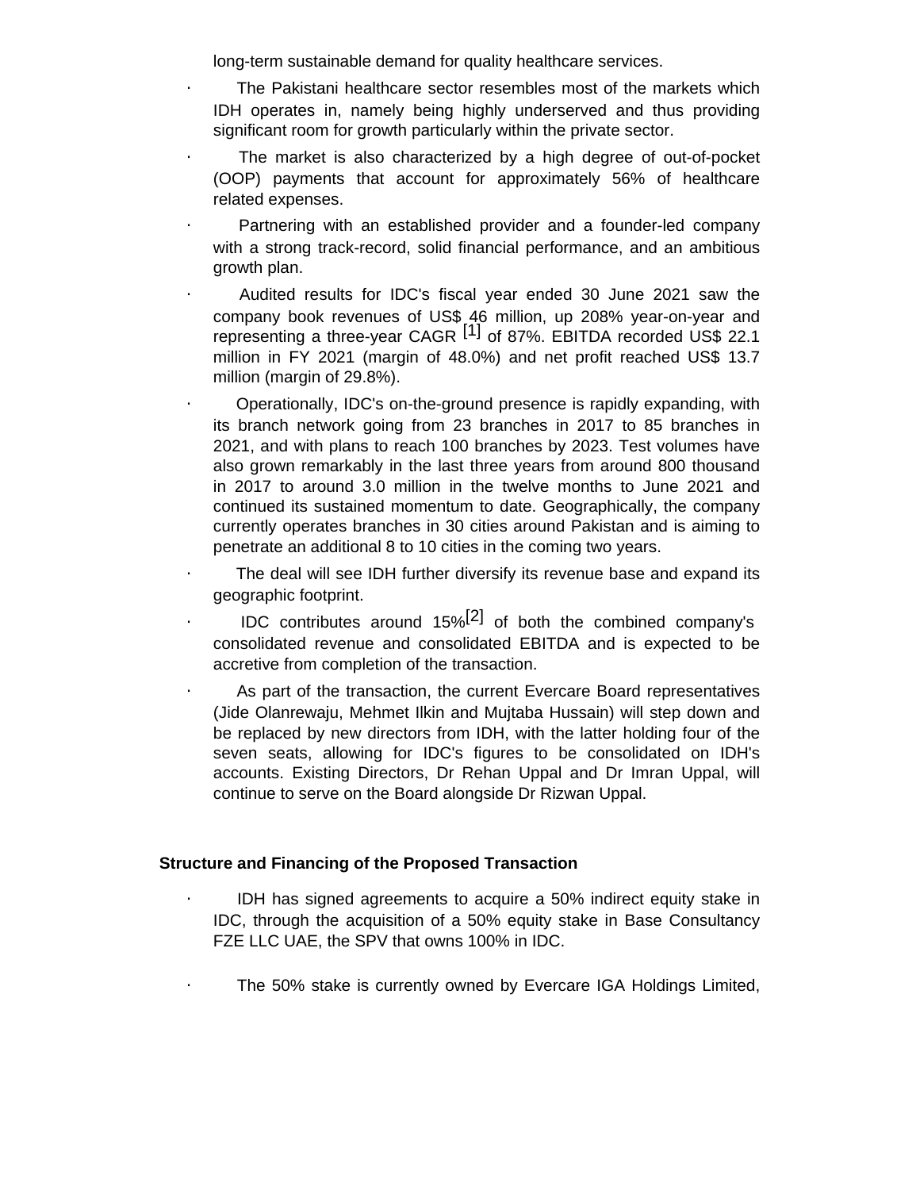long-term sustainable demand for quality healthcare services.

- The Pakistani healthcare sector resembles most of the markets which IDH operates in, namely being highly underserved and thus providing significant room for growth particularly within the private sector.
- The market is also characterized by a high degree of out-of-pocket (OOP) payments that account for approximately 56% of healthcare related expenses.
- Partnering with an established provider and a founder-led company with a strong track-record, solid financial performance, and an ambitious growth plan.
- Audited results for IDC's fiscal year ended 30 June 2021 saw the company book revenues of US$ 46 million, up 208% year-on-year and representing a three-year CAGR [1] of 87%. EBITDA recorded US$ 22.1 million in FY 2021 (margin of 48.0%) and net profit reached US$ 13.7 million (margin of 29.8%).
- Operationally, IDC's on-the-ground presence is rapidly expanding, with its branch network going from 23 branches in 2017 to 85 branches in 2021, and with plans to reach 100 branches by 2023. Test volumes have also grown remarkably in the last three years from around 800 thousand in 2017 to around 3.0 million in the twelve months to June 2021 and continued its sustained momentum to date. Geographically, the company currently operates branches in 30 cities around Pakistan and is aiming to penetrate an additional 8 to 10 cities in the coming two years.
- The deal will see IDH further diversify its revenue base and expand its geographic footprint.
- IDC contributes around 15%[2] of both the combined company's consolidated revenue and consolidated EBITDA and is expected to be accretive from completion of the transaction.
- As part of the transaction, the current Evercare Board representatives (Jide Olanrewaju, Mehmet Ilkin and Mujtaba Hussain) will step down and be replaced by new directors from IDH, with the latter holding four of the seven seats, allowing for IDC's figures to be consolidated on IDH's accounts. Existing Directors, Dr Rehan Uppal and Dr Imran Uppal, will continue to serve on the Board alongside Dr Rizwan Uppal.

**Structure and Financing of the Proposed Transaction**

- IDH has signed agreements to acquire a 50% indirect equity stake in IDC, through the acquisition of a 50% equity stake in Base Consultancy FZE LLC UAE, the SPV that owns 100% in IDC.
- The 50% stake is currently owned by Evercare IGA Holdings Limited,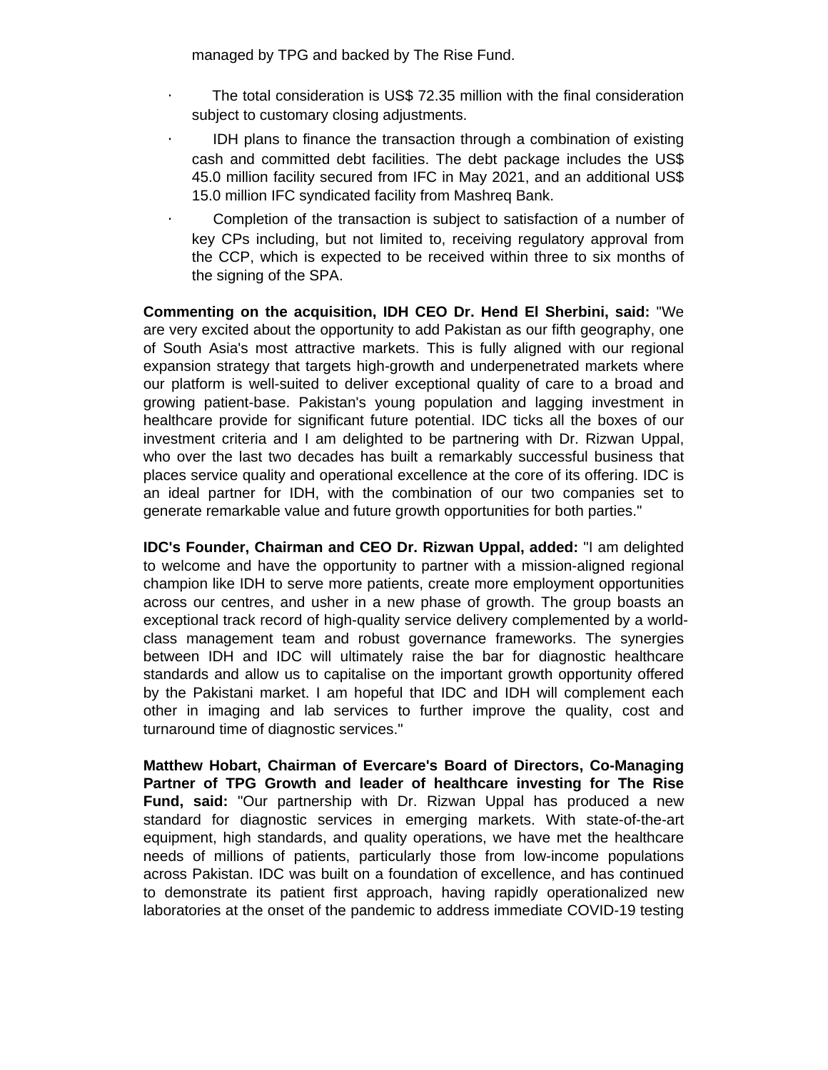managed by TPG and backed by The Rise Fund.

- The total consideration is US$ 72.35 million with the final consideration subject to customary closing adjustments.
- IDH plans to finance the transaction through a combination of existing cash and committed debt facilities. The debt package includes the US$ 45.0 million facility secured from IFC in May 2021, and an additional US$ 15.0 million IFC syndicated facility from Mashreq Bank.
- Completion of the transaction is subject to satisfaction of a number of key CPs including, but not limited to, receiving regulatory approval from the CCP, which is expected to be received within three to six months of the signing of the SPA.

**Commenting on the acquisition, IDH CEO Dr. Hend El Sherbini, said:** "We are very excited about the opportunity to add Pakistan as our fifth geography, one of South Asia's most attractive markets. This is fully aligned with our regional expansion strategy that targets high-growth and underpenetrated markets where our platform is well-suited to deliver exceptional quality of care to a broad and growing patient-base. Pakistan's young population and lagging investment in healthcare provide for significant future potential. IDC ticks all the boxes of our investment criteria and I am delighted to be partnering with Dr. Rizwan Uppal, who over the last two decades has built a remarkably successful business that places service quality and operational excellence at the core of its offering. IDC is an ideal partner for IDH, with the combination of our two companies set to generate remarkable value and future growth opportunities for both parties."

**IDC's Founder, Chairman and CEO Dr. Rizwan Uppal, added:** "I am delighted to welcome and have the opportunity to partner with a mission-aligned regional champion like IDH to serve more patients, create more employment opportunities across our centres, and usher in a new phase of growth. The group boasts an exceptional track record of high-quality service delivery complemented by a world-class management team and robust governance frameworks. The synergies between IDH and IDC will ultimately raise the bar for diagnostic healthcare standards and allow us to capitalise on the important growth opportunity offered by the Pakistani market. I am hopeful that IDC and IDH will complement each other in imaging and lab services to further improve the quality, cost and turnaround time of diagnostic services."

**Matthew Hobart, Chairman of Evercare's Board of Directors, Co-Managing Partner of TPG Growth and leader of healthcare investing for The Rise Fund, said:** "Our partnership with Dr. Rizwan Uppal has produced a new standard for diagnostic services in emerging markets. With state-of-the-art equipment, high standards, and quality operations, we have met the healthcare needs of millions of patients, particularly those from low-income populations across Pakistan. IDC was built on a foundation of excellence, and has continued to demonstrate its patient first approach, having rapidly operationalized new laboratories at the onset of the pandemic to address immediate COVID-19 testing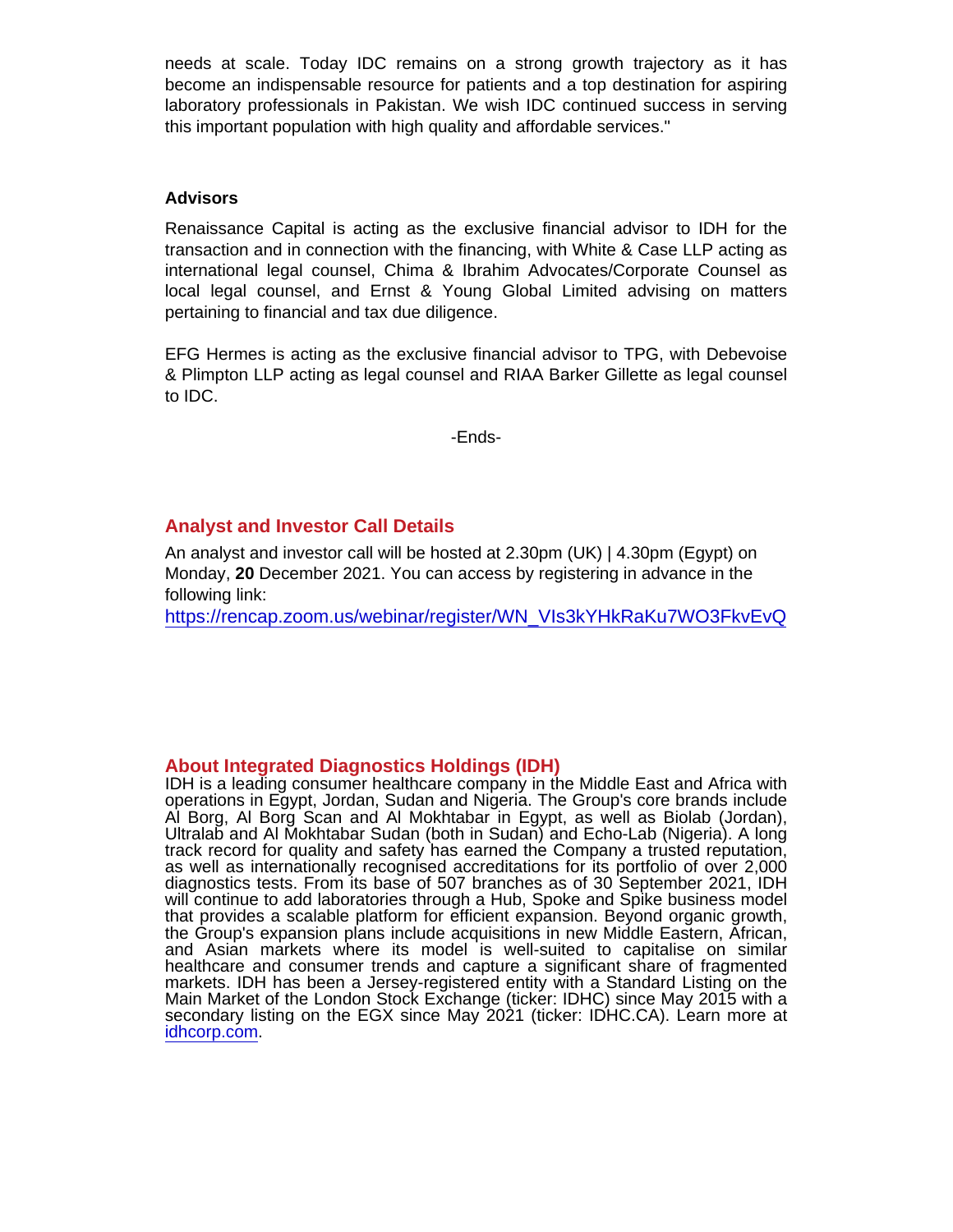needs at scale. Today IDC remains on a strong growth trajectory as it has become an indispensable resource for patients and a top destination for aspiring laboratory professionals in Pakistan. We wish IDC continued success in serving this important population with high quality and affordable services."

**Advisors**

Renaissance Capital is acting as the exclusive financial advisor to IDH for the transaction and in connection with the financing, with White & Case LLP acting as international legal counsel, Chima & Ibrahim Advocates/Corporate Counsel as local legal counsel, and Ernst & Young Global Limited advising on matters pertaining to financial and tax due diligence.

EFG Hermes is acting as the exclusive financial advisor to TPG, with Debevoise & Plimpton LLP acting as legal counsel and RIAA Barker Gillette as legal counsel to IDC.

-Ends-

## Analyst and Investor Call Details

An analyst and investor call will be hosted at 2.30pm (UK) | 4.30pm (Egypt) on Monday, **20** December 2021. You can access by registering in advance in the following link:
https://rencap.zoom.us/webinar/register/WN_VIs3kYHkRaKu7WO3FkvEvQ

## About Integrated Diagnostics Holdings (IDH)

IDH is a leading consumer healthcare company in the Middle East and Africa with operations in Egypt, Jordan, Sudan and Nigeria. The Group's core brands include Al Borg, Al Borg Scan and Al Mokhtabar in Egypt, as well as Biolab (Jordan), Ultralab and Al Mokhtabar Sudan (both in Sudan) and Echo-Lab (Nigeria). A long track record for quality and safety has earned the Company a trusted reputation, as well as internationally recognised accreditations for its portfolio of over 2,000 diagnostics tests. From its base of 507 branches as of 30 September 2021, IDH will continue to add laboratories through a Hub, Spoke and Spike business model that provides a scalable platform for efficient expansion. Beyond organic growth, the Group's expansion plans include acquisitions in new Middle Eastern, African, and Asian markets where its model is well-suited to capitalise on similar healthcare and consumer trends and capture a significant share of fragmented markets. IDH has been a Jersey-registered entity with a Standard Listing on the Main Market of the London Stock Exchange (ticker: IDHC) since May 2015 with a secondary listing on the EGX since May 2021 (ticker: IDHC.CA). Learn more at idhcorp.com.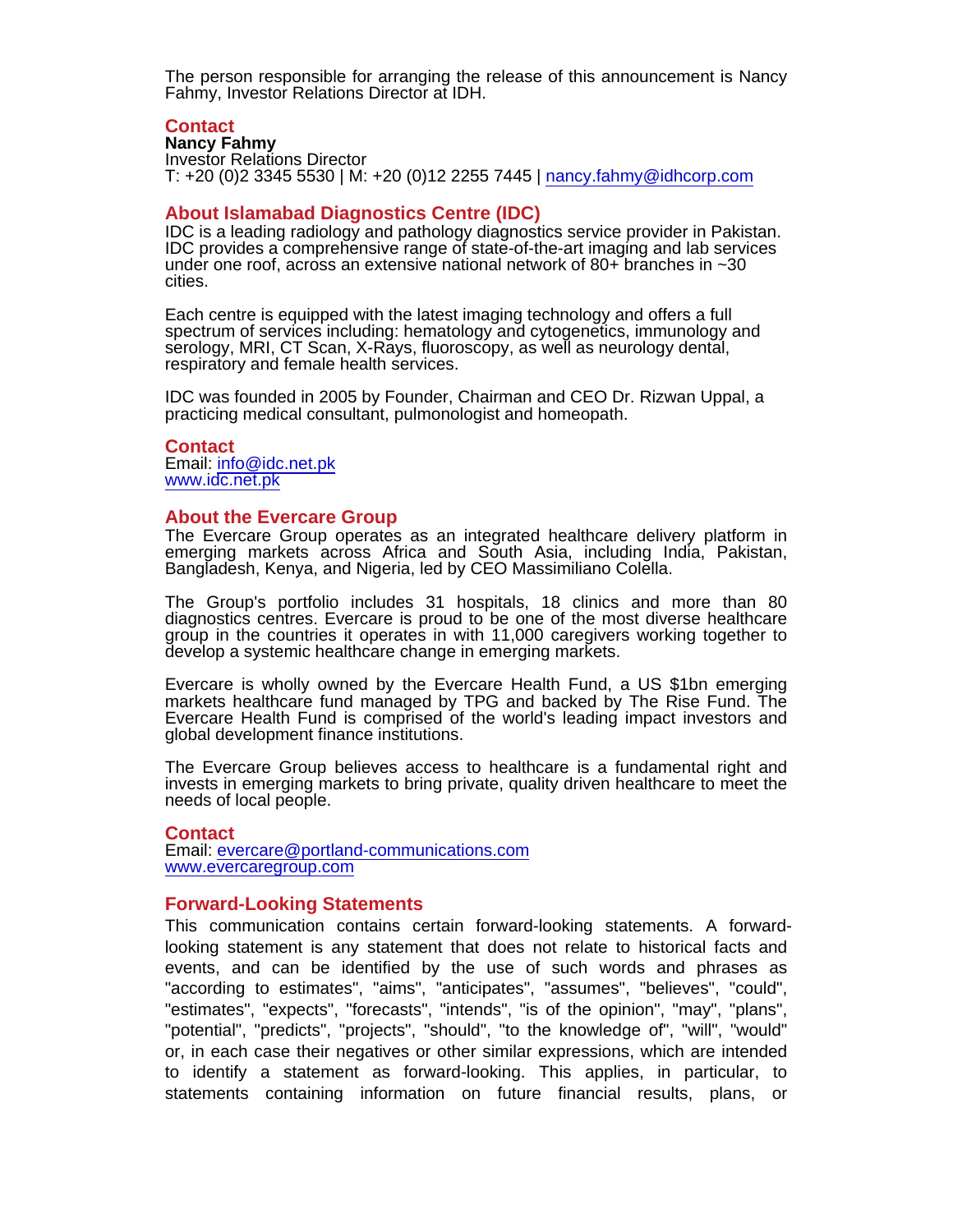The person responsible for arranging the release of this announcement is Nancy Fahmy, Investor Relations Director at IDH.

## Contact

**Nancy Fahmy**
Investor Relations Director
T: +20 (0)2 3345 5530 | M: +20 (0)12 2255 7445 | nancy.fahmy@idhcorp.com

## About Islamabad Diagnostics Centre (IDC)

IDC is a leading radiology and pathology diagnostics service provider in Pakistan. IDC provides a comprehensive range of state-of-the-art imaging and lab services under one roof, across an extensive national network of 80+ branches in ~30 cities.

Each centre is equipped with the latest imaging technology and offers a full spectrum of services including: hematology and cytogenetics, immunology and serology, MRI, CT Scan, X-Rays, fluoroscopy, as well as neurology dental, respiratory and female health services.

IDC was founded in 2005 by Founder, Chairman and CEO Dr. Rizwan Uppal, a practicing medical consultant, pulmonologist and homeopath.

## Contact

Email: info@idc.net.pk
www.idc.net.pk

## About the Evercare Group

The Evercare Group operates as an integrated healthcare delivery platform in emerging markets across Africa and South Asia, including India, Pakistan, Bangladesh, Kenya, and Nigeria, led by CEO Massimiliano Colella.

The Group's portfolio includes 31 hospitals, 18 clinics and more than 80 diagnostics centres. Evercare is proud to be one of the most diverse healthcare group in the countries it operates in with 11,000 caregivers working together to develop a systemic healthcare change in emerging markets.

Evercare is wholly owned by the Evercare Health Fund, a US $1bn emerging markets healthcare fund managed by TPG and backed by The Rise Fund. The Evercare Health Fund is comprised of the world's leading impact investors and global development finance institutions.

The Evercare Group believes access to healthcare is a fundamental right and invests in emerging markets to bring private, quality driven healthcare to meet the needs of local people.

## Contact

Email: evercare@portland-communications.com
www.evercaregroup.com

## Forward-Looking Statements

This communication contains certain forward-looking statements. A forward-looking statement is any statement that does not relate to historical facts and events, and can be identified by the use of such words and phrases as "according to estimates", "aims", "anticipates", "assumes", "believes", "could", "estimates", "expects", "forecasts", "intends", "is of the opinion", "may", "plans", "potential", "predicts", "projects", "should", "to the knowledge of", "will", "would" or, in each case their negatives or other similar expressions, which are intended to identify a statement as forward-looking. This applies, in particular, to statements containing information on future financial results, plans, or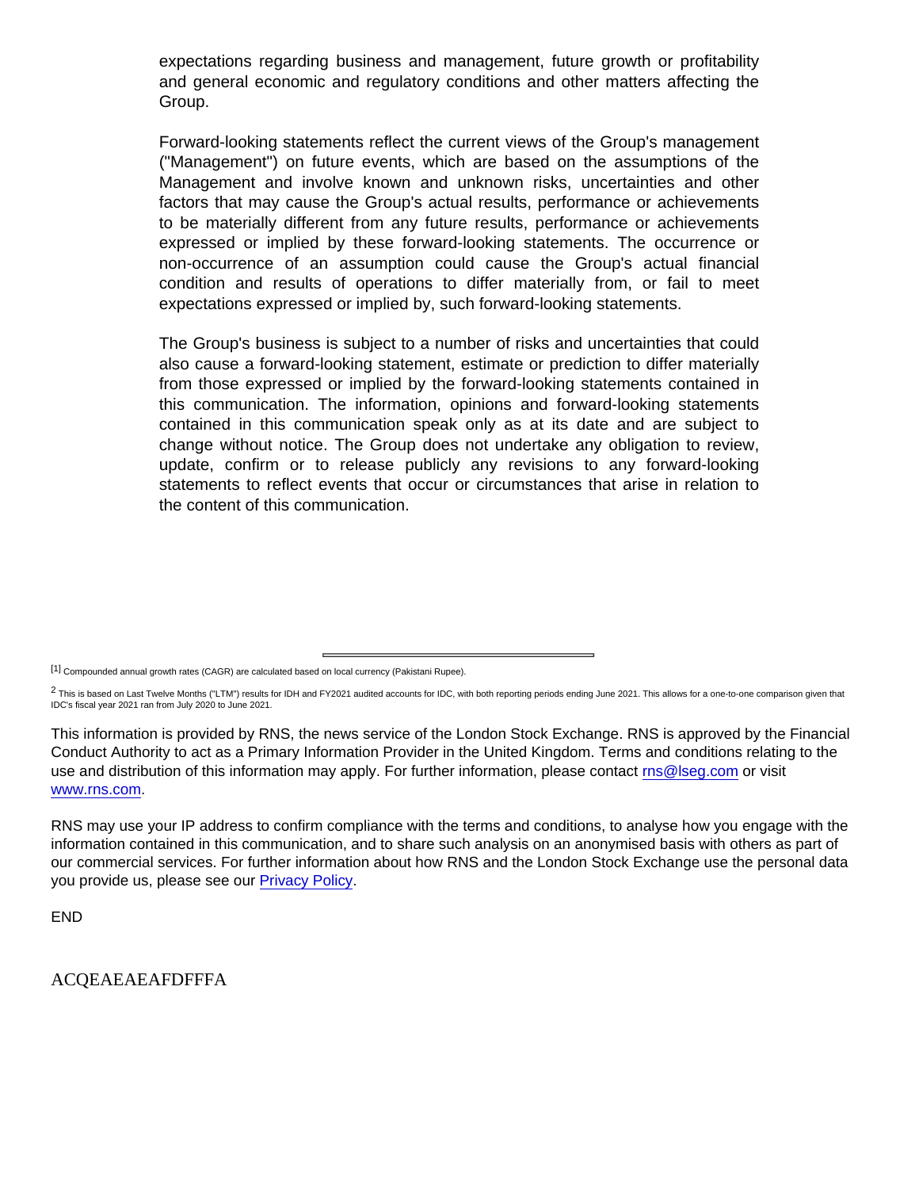expectations regarding business and management, future growth or profitability and general economic and regulatory conditions and other matters affecting the Group.

Forward-looking statements reflect the current views of the Group's management ("Management") on future events, which are based on the assumptions of the Management and involve known and unknown risks, uncertainties and other factors that may cause the Group's actual results, performance or achievements to be materially different from any future results, performance or achievements expressed or implied by these forward-looking statements. The occurrence or non-occurrence of an assumption could cause the Group's actual financial condition and results of operations to differ materially from, or fail to meet expectations expressed or implied by, such forward-looking statements.

The Group's business is subject to a number of risks and uncertainties that could also cause a forward-looking statement, estimate or prediction to differ materially from those expressed or implied by the forward-looking statements contained in this communication. The information, opinions and forward-looking statements contained in this communication speak only as at its date and are subject to change without notice. The Group does not undertake any obligation to review, update, confirm or to release publicly any revisions to any forward-looking statements to reflect events that occur or circumstances that arise in relation to the content of this communication.

---

[1] Compounded annual growth rates (CAGR) are calculated based on local currency (Pakistani Rupee).

[2] This is based on Last Twelve Months ("LTM") results for IDH and FY2021 audited accounts for IDC, with both reporting periods ending June 2021. This allows for a one-to-one comparison given that IDC's fiscal year 2021 ran from July 2020 to June 2021.

This information is provided by RNS, the news service of the London Stock Exchange. RNS is approved by the Financial Conduct Authority to act as a Primary Information Provider in the United Kingdom. Terms and conditions relating to the use and distribution of this information may apply. For further information, please contact rns@lseg.com or visit www.rns.com.

RNS may use your IP address to confirm compliance with the terms and conditions, to analyse how you engage with the information contained in this communication, and to share such analysis on an anonymised basis with others as part of our commercial services. For further information about how RNS and the London Stock Exchange use the personal data you provide us, please see our Privacy Policy.

END

ACQEAEAEAFDFFFA